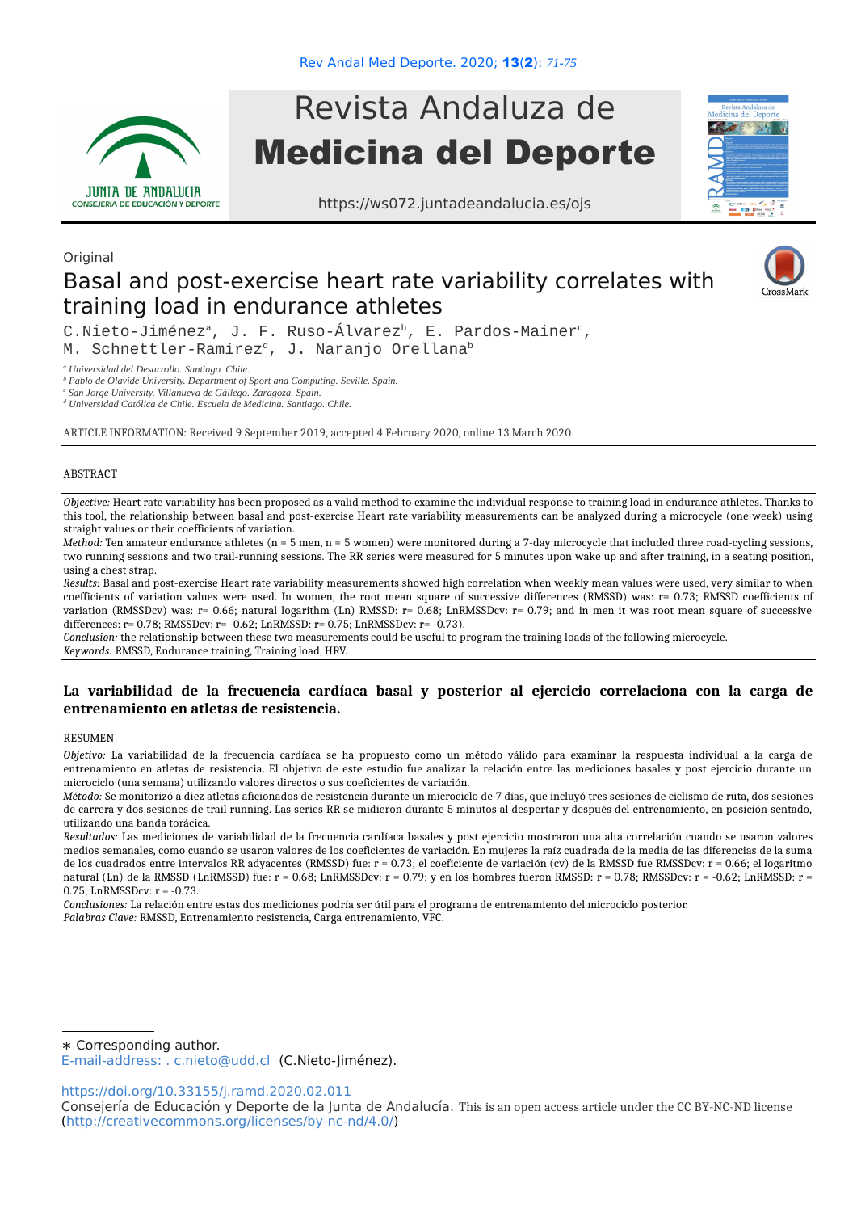Original

# Basal and post-exercise heart rate variability correlates with training load in endurance athletes

C.Nieto-Jiménez[a], J. F. Ruso-Álvarez[b], E. Pardos-Mainer[c], M. Schnettler-Ramírez[d], J. Naranjo Orellana[b]

[a] Universidad del Desarrollo. Santiago. Chile.
[b] Pablo de Olavide University. Department of Sport and Computing. Seville. Spain.
[c] San Jorge University. Villanueva de Gállego. Zaragoza. Spain.
[d] Universidad Católica de Chile. Escuela de Medicina. Santiago. Chile.

ARTICLE INFORMATION: Received 9 September 2019, accepted 4 February 2020, online 13 March 2020

## ABSTRACT

*Objective:* Heart rate variability has been proposed as a valid method to examine the individual response to training load in endurance athletes. Thanks to this tool, the relationship between basal and post-exercise Heart rate variability measurements can be analyzed during a microcycle (one week) using straight values or their coefficients of variation.

*Method:* Ten amateur endurance athletes (n = 5 men, n = 5 women) were monitored during a 7-day microcycle that included three road-cycling sessions, two running sessions and two trail-running sessions. The RR series were measured for 5 minutes upon wake up and after training, in a seating position, using a chest strap.

*Results:* Basal and post-exercise Heart rate variability measurements showed high correlation when weekly mean values were used, very similar to when coefficients of variation values were used. In women, the root mean square of successive differences (RMSSD) was: r= 0.73; RMSSD coefficients of variation (RMSSDcv) was: r= 0.66; natural logarithm (Ln) RMSSD: r= 0.68; LnRMSSDcv: r= 0.79; and in men it was root mean square of successive differences: r= 0.78; RMSSDcv: r= -0.62; LnRMSSD: r= 0.75; LnRMSSDcv: r= -0.73).

*Conclusion:* the relationship between these two measurements could be useful to program the training loads of the following microcycle.

*Keywords:* RMSSD, Endurance training, Training load, HRV.

## La variabilidad de la frecuencia cardíaca basal y posterior al ejercicio correlaciona con la carga de entrenamiento en atletas de resistencia.

## RESUMEN

*Objetivo:* La variabilidad de la frecuencia cardíaca se ha propuesto como un método válido para examinar la respuesta individual a la carga de entrenamiento en atletas de resistencia. El objetivo de este estudio fue analizar la relación entre las mediciones basales y post ejercicio durante un microciclo (una semana) utilizando valores directos o sus coeficientes de variación.

*Método:* Se monitorizó a diez atletas aficionados de resistencia durante un microciclo de 7 días, que incluyó tres sesiones de ciclismo de ruta, dos sesiones de carrera y dos sesiones de trail running. Las series RR se midieron durante 5 minutos al despertar y después del entrenamiento, en posición sentado, utilizando una banda torácica.

*Resultados:* Las mediciones de variabilidad de la frecuencia cardíaca basales y post ejercicio mostraron una alta correlación cuando se usaron valores medios semanales, como cuando se usaron valores de los coeficientes de variación. En mujeres la raíz cuadrada de la media de las diferencias de la suma de los cuadrados entre intervalos RR adyacentes (RMSSD) fue: r = 0.73; el coeficiente de variación (cv) de la RMSSD fue RMSSDcv: r = 0.66; el logaritmo natural (Ln) de la RMSSD (LnRMSSD) fue: r = 0.68; LnRMSSDcv: r = 0.79; y en los hombres fueron RMSSD: r = 0.78; RMSSDcv: r = -0.62; LnRMSSD: r = 0.75; LnRMSSDcv: r = -0.73.

*Conclusiones:* La relación entre estas dos mediciones podría ser útil para el programa de entrenamiento del microciclo posterior.

*Palabras Clave:* RMSSD, Entrenamiento resistencia, Carga entrenamiento, VFC.

∗ Corresponding author.
E-mail-address: . c.nieto@udd.cl (C.Nieto-Jiménez).

https://doi.org/10.33155/j.ramd.2020.02.011
Consejería de Educación y Deporte de la Junta de Andalucía. This is an open access article under the CC BY-NC-ND license (http://creativecommons.org/licenses/by-nc-nd/4.0/)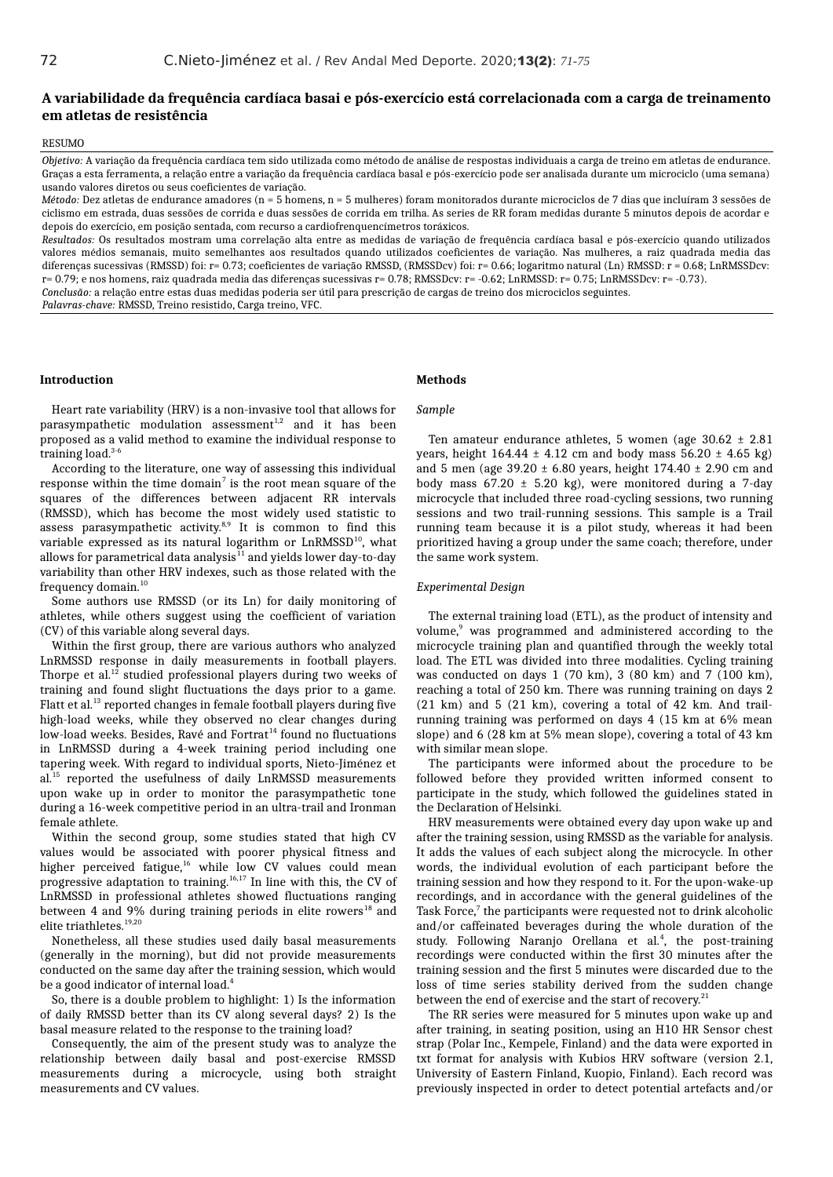## A variabilidade da frequência cardíaca basai e pós-exercício está correlacionada com a carga de treinamento em atletas de resistência

RESUMO

*Objetivo:* A variação da frequência cardíaca tem sido utilizada como método de análise de respostas individuais a carga de treino em atletas de endurance. Graças a esta ferramenta, a relação entre a variação da frequência cardíaca basal e pós-exercício pode ser analisada durante um microciclo (uma semana) usando valores diretos ou seus coeficientes de variação.

*Método:* Dez atletas de endurance amadores (n = 5 homens, n = 5 mulheres) foram monitorados durante microciclos de 7 dias que incluíram 3 sessões de ciclismo em estrada, duas sessões de corrida e duas sessões de corrida em trilha. As series de RR foram medidas durante 5 minutos depois de acordar e depois do exercício, em posição sentada, com recurso a cardiofrenquencímetros toráxicos.

*Resultados:* Os resultados mostram uma correlação alta entre as medidas de variação de frequência cardíaca basal e pós-exercício quando utilizados valores médios semanais, muito semelhantes aos resultados quando utilizados coeficientes de variação. Nas mulheres, a raiz quadrada media das diferenças sucessivas (RMSSD) foi: r= 0.73; coeficientes de variação RMSSD, (RMSSDcv) foi: r= 0.66; logaritmo natural (Ln) RMSSD: r = 0.68; LnRMSSDcv: r= 0.79; e nos homens, raiz quadrada media das diferenças sucessivas r= 0.78; RMSSDcv: r= -0.62; LnRMSSD: r= 0.75; LnRMSSDcv: r= -0.73).

*Conclusão:* a relação entre estas duas medidas poderia ser útil para prescrição de cargas de treino dos microciclos seguintes.

*Palavras-chave:* RMSSD, Treino resistido, Carga treino, VFC.

### Introduction

Heart rate variability (HRV) is a non-invasive tool that allows for parasympathetic modulation assessment[1,2] and it has been proposed as a valid method to examine the individual response to training load.[3-6]

According to the literature, one way of assessing this individual response within the time domain[7] is the root mean square of the squares of the differences between adjacent RR intervals (RMSSD), which has become the most widely used statistic to assess parasympathetic activity.[8,9] It is common to find this variable expressed as its natural logarithm or LnRMSSD[10], what allows for parametrical data analysis[11] and yields lower day-to-day variability than other HRV indexes, such as those related with the frequency domain.[10]

Some authors use RMSSD (or its Ln) for daily monitoring of athletes, while others suggest using the coefficient of variation (CV) of this variable along several days.

Within the first group, there are various authors who analyzed LnRMSSD response in daily measurements in football players. Thorpe et al.[12] studied professional players during two weeks of training and found slight fluctuations the days prior to a game. Flatt et al.[13] reported changes in female football players during five high-load weeks, while they observed no clear changes during low-load weeks. Besides, Ravé and Fortrat[14] found no fluctuations in LnRMSSD during a 4-week training period including one tapering week. With regard to individual sports, Nieto-Jiménez et al.[15] reported the usefulness of daily LnRMSSD measurements upon wake up in order to monitor the parasympathetic tone during a 16-week competitive period in an ultra-trail and Ironman female athlete.

Within the second group, some studies stated that high CV values would be associated with poorer physical fitness and higher perceived fatigue,[16] while low CV values could mean progressive adaptation to training.[16,17] In line with this, the CV of LnRMSSD in professional athletes showed fluctuations ranging between 4 and 9% during training periods in elite rowers[18] and elite triathletes.[19,20]

Nonetheless, all these studies used daily basal measurements (generally in the morning), but did not provide measurements conducted on the same day after the training session, which would be a good indicator of internal load.[4]

So, there is a double problem to highlight: 1) Is the information of daily RMSSD better than its CV along several days? 2) Is the basal measure related to the response to the training load?

Consequently, the aim of the present study was to analyze the relationship between daily basal and post-exercise RMSSD measurements during a microcycle, using both straight measurements and CV values.

### Methods

#### *Sample*

Ten amateur endurance athletes, 5 women (age 30.62 ± 2.81 years, height 164.44 ± 4.12 cm and body mass 56.20 ± 4.65 kg) and 5 men (age 39.20 ± 6.80 years, height 174.40 ± 2.90 cm and body mass 67.20 ± 5.20 kg), were monitored during a 7-day microcycle that included three road-cycling sessions, two running sessions and two trail-running sessions. This sample is a Trail running team because it is a pilot study, whereas it had been prioritized having a group under the same coach; therefore, under the same work system.

#### *Experimental Design*

The external training load (ETL), as the product of intensity and volume,[9] was programmed and administered according to the microcycle training plan and quantified through the weekly total load. The ETL was divided into three modalities. Cycling training was conducted on days 1 (70 km), 3 (80 km) and 7 (100 km), reaching a total of 250 km. There was running training on days 2 (21 km) and 5 (21 km), covering a total of 42 km. And trail-running training was performed on days 4 (15 km at 6% mean slope) and 6 (28 km at 5% mean slope), covering a total of 43 km with similar mean slope.

The participants were informed about the procedure to be followed before they provided written informed consent to participate in the study, which followed the guidelines stated in the Declaration of Helsinki.

HRV measurements were obtained every day upon wake up and after the training session, using RMSSD as the variable for analysis. It adds the values of each subject along the microcycle. In other words, the individual evolution of each participant before the training session and how they respond to it. For the upon-wake-up recordings, and in accordance with the general guidelines of the Task Force,[7] the participants were requested not to drink alcoholic and/or caffeinated beverages during the whole duration of the study. Following Naranjo Orellana et al.[4], the post-training recordings were conducted within the first 30 minutes after the training session and the first 5 minutes were discarded due to the loss of time series stability derived from the sudden change between the end of exercise and the start of recovery.[21]

The RR series were measured for 5 minutes upon wake up and after training, in seating position, using an H10 HR Sensor chest strap (Polar Inc., Kempele, Finland) and the data were exported in txt format for analysis with Kubios HRV software (version 2.1, University of Eastern Finland, Kuopio, Finland). Each record was previously inspected in order to detect potential artefacts and/or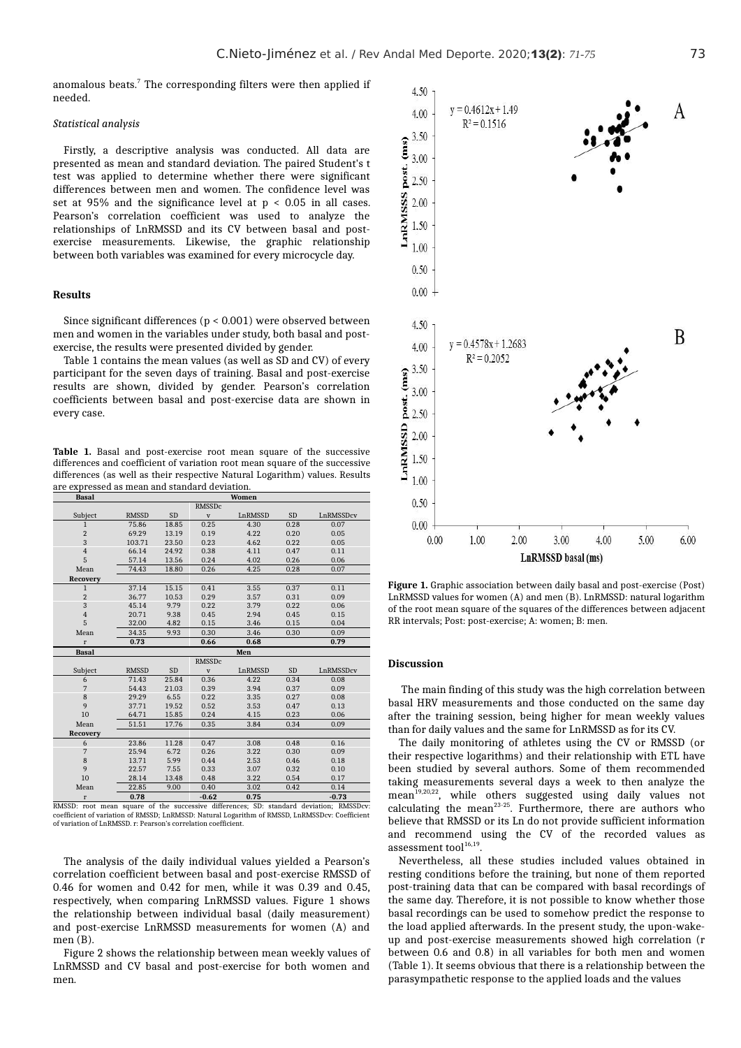anomalous beats.[7] The corresponding filters were then applied if needed.

*Statistical analysis*

Firstly, a descriptive analysis was conducted. All data are presented as mean and standard deviation. The paired Student's t test was applied to determine whether there were significant differences between men and women. The confidence level was set at 95% and the significance level at $p < 0.05$ in all cases. Pearson's correlation coefficient was used to analyze the relationships of LnRMSSD and its CV between basal and post-exercise measurements. Likewise, the graphic relationship between both variables was examined for every microcycle day.

## Results

Since significant differences ($p < 0.001$) were observed between men and women in the variables under study, both basal and post-exercise, the results were presented divided by gender.

Table 1 contains the mean values (as well as SD and CV) of every participant for the seven days of training. Basal and post-exercise results are shown, divided by gender. Pearson's correlation coefficients between basal and post-exercise data are shown in every case.

**Table 1.** Basal and post-exercise root mean square of the successive differences and coefficient of variation root mean square of the successive differences (as well as their respective Natural Logarithm) values. Results are expressed as mean and standard deviation.

| Basal | | | Women | | | |
|---|---|---|---|---|---|---|
| Subject | RMSSD | SD | RMSSDcv | LnRMSSD | SD | LnRMSSDcv |
| 1 | 75.86 | 18.85 | 0.25 | 4.30 | 0.28 | 0.07 |
| 2 | 69.29 | 13.19 | 0.19 | 4.22 | 0.20 | 0.05 |
| 3 | 103.71 | 23.50 | 0.23 | 4.62 | 0.22 | 0.05 |
| 4 | 66.14 | 24.92 | 0.38 | 4.11 | 0.47 | 0.11 |
| 5 | 57.14 | 13.56 | 0.24 | 4.02 | 0.26 | 0.06 |
| Mean | 74.43 | 18.80 | 0.26 | 4.25 | 0.28 | 0.07 |
| **Recovery** | | | | | | |
| 1 | 37.14 | 15.15 | 0.41 | 3.55 | 0.37 | 0.11 |
| 2 | 36.77 | 10.53 | 0.29 | 3.57 | 0.31 | 0.09 |
| 3 | 45.14 | 9.79 | 0.22 | 3.79 | 0.22 | 0.06 |
| 4 | 20.71 | 9.38 | 0.45 | 2.94 | 0.45 | 0.15 |
| 5 | 32.00 | 4.82 | 0.15 | 3.46 | 0.15 | 0.04 |
| Mean | 34.35 | 9.93 | 0.30 | 3.46 | 0.30 | 0.09 |
| r | **0.73** | | **0.66** | **0.68** | | **0.79** |
| **Basal** | | | Men | | | |
| Subject | RMSSD | SD | RMSSDcv | LnRMSSD | SD | LnRMSSDcv |
| 6 | 71.43 | 25.84 | 0.36 | 4.22 | 0.34 | 0.08 |
| 7 | 54.43 | 21.03 | 0.39 | 3.94 | 0.37 | 0.09 |
| 8 | 29.29 | 6.55 | 0.22 | 3.35 | 0.27 | 0.08 |
| 9 | 37.71 | 19.52 | 0.52 | 3.53 | 0.47 | 0.13 |
| 10 | 64.71 | 15.85 | 0.24 | 4.15 | 0.23 | 0.06 |
| Mean | 51.51 | 17.76 | 0.35 | 3.84 | 0.34 | 0.09 |
| **Recovery** | | | | | | |
| 6 | 23.86 | 11.28 | 0.47 | 3.08 | 0.48 | 0.16 |
| 7 | 25.94 | 6.72 | 0.26 | 3.22 | 0.30 | 0.09 |
| 8 | 13.71 | 5.99 | 0.44 | 2.53 | 0.46 | 0.18 |
| 9 | 22.57 | 7.55 | 0.33 | 3.07 | 0.32 | 0.10 |
| 10 | 28.14 | 13.48 | 0.48 | 3.22 | 0.54 | 0.17 |
| Mean | 22.85 | 9.00 | 0.40 | 3.02 | 0.42 | 0.14 |
| r | **0.78** | | **-0.62** | **0.75** | | **-0.73** |

RMSSD: root mean square of the successive differences; SD: standard deviation; RMSSDcv: coefficient of variation of RMSSD; LnRMSSD: Natural Logarithm of RMSSD, LnRMSSDcv: Coefficient of variation of LnRMSSD. r: Pearson's correlation coefficient.

The analysis of the daily individual values yielded a Pearson's correlation coefficient between basal and post-exercise RMSSD of 0.46 for women and 0.42 for men, while it was 0.39 and 0.45, respectively, when comparing LnRMSSD values. Figure 1 shows the relationship between individual basal (daily measurement) and post-exercise LnRMSSD measurements for women (A) and men (B).

Figure 2 shows the relationship between mean weekly values of LnRMSSD and CV basal and post-exercise for both women and men.

**Figure 1.** Graphic association between daily basal and post-exercise (Post) LnRMSSD values for women (A) and men (B). LnRMSSD: natural logarithm of the root mean square of the squares of the differences between adjacent RR intervals; Post: post-exercise; A: women; B: men.

## Discussion

The main finding of this study was the high correlation between basal HRV measurements and those conducted on the same day after the training session, being higher for mean weekly values than for daily values and the same for LnRMSSD as for its CV.

The daily monitoring of athletes using the CV or RMSSD (or their respective logarithms) and their relationship with ETL have been studied by several authors. Some of them recommended taking measurements several days a week to then analyze the mean[19,20,22], while others suggested using daily values not calculating the mean[23-25]. Furthermore, there are authors who believe that RMSSD or its Ln do not provide sufficient information and recommend using the CV of the recorded values as assessment tool[16,19].

Nevertheless, all these studies included values obtained in resting conditions before the training, but none of them reported post-training data that can be compared with basal recordings of the same day. Therefore, it is not possible to know whether those basal recordings can be used to somehow predict the response to the load applied afterwards. In the present study, the upon-wake-up and post-exercise measurements showed high correlation (r between 0.6 and 0.8) in all variables for both men and women (Table 1). It seems obvious that there is a relationship between the parasympathetic response to the applied loads and the values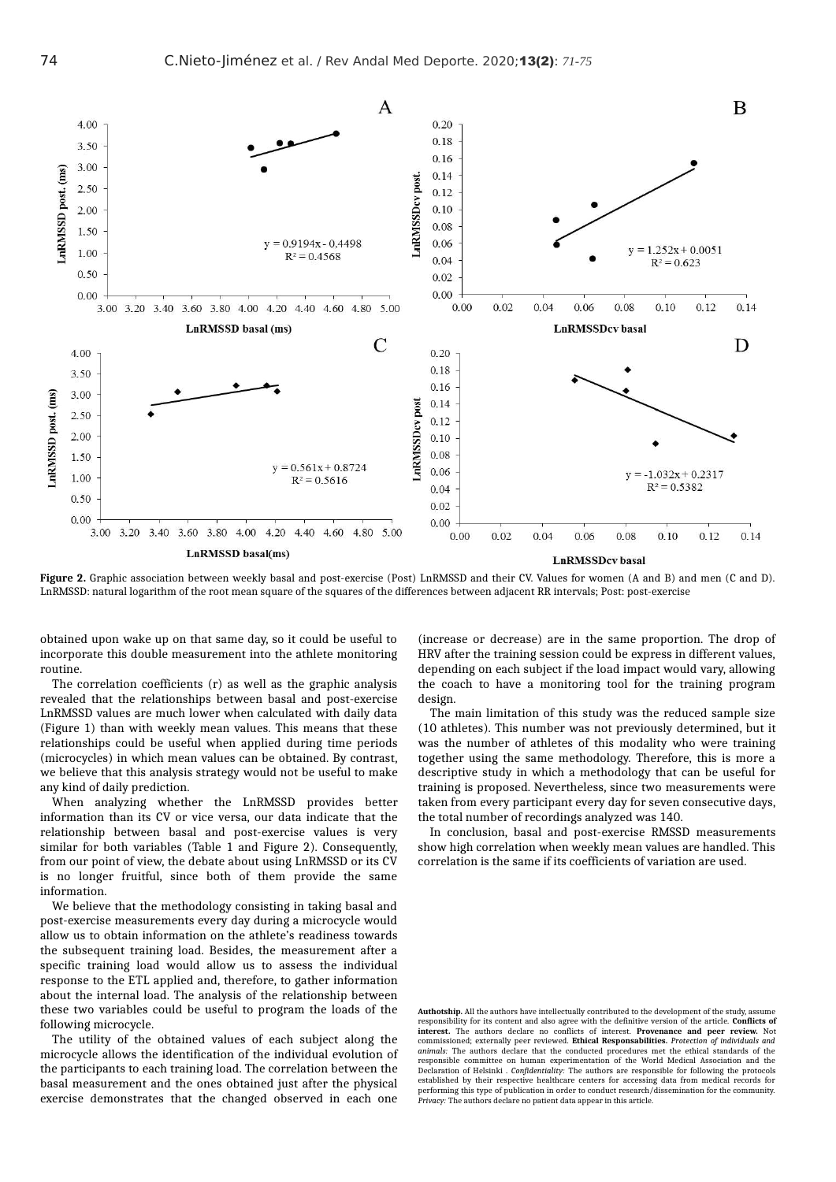**Figure 2.** Graphic association between weekly basal and post-exercise (Post) LnRMSSD and their CV. Values for women (A and B) and men (C and D). LnRMSSD: natural logarithm of the root mean square of the squares of the differences between adjacent RR intervals; Post: post-exercise

obtained upon wake up on that same day, so it could be useful to incorporate this double measurement into the athlete monitoring routine.

The correlation coefficients (r) as well as the graphic analysis revealed that the relationships between basal and post-exercise LnRMSSD values are much lower when calculated with daily data (Figure 1) than with weekly mean values. This means that these relationships could be useful when applied during time periods (microcycles) in which mean values can be obtained. By contrast, we believe that this analysis strategy would not be useful to make any kind of daily prediction.

When analyzing whether the LnRMSSD provides better information than its CV or vice versa, our data indicate that the relationship between basal and post-exercise values is very similar for both variables (Table 1 and Figure 2). Consequently, from our point of view, the debate about using LnRMSSD or its CV is no longer fruitful, since both of them provide the same information.

We believe that the methodology consisting in taking basal and post-exercise measurements every day during a microcycle would allow us to obtain information on the athlete's readiness towards the subsequent training load. Besides, the measurement after a specific training load would allow us to assess the individual response to the ETL applied and, therefore, to gather information about the internal load. The analysis of the relationship between these two variables could be useful to program the loads of the following microcycle.

The utility of the obtained values of each subject along the microcycle allows the identification of the individual evolution of the participants to each training load. The correlation between the basal measurement and the ones obtained just after the physical exercise demonstrates that the changed observed in each one (increase or decrease) are in the same proportion. The drop of HRV after the training session could be express in different values, depending on each subject if the load impact would vary, allowing the coach to have a monitoring tool for the training program design.

The main limitation of this study was the reduced sample size (10 athletes). This number was not previously determined, but it was the number of athletes of this modality who were training together using the same methodology. Therefore, this is more a descriptive study in which a methodology that can be useful for training is proposed. Nevertheless, since two measurements were taken from every participant every day for seven consecutive days, the total number of recordings analyzed was 140.

In conclusion, basal and post-exercise RMSSD measurements show high correlation when weekly mean values are handled. This correlation is the same if its coefficients of variation are used.

**Authotship.** All the authors have intellectually contributed to the development of the study, assume responsibility for its content and also agree with the definitive version of the article. **Conflicts of interest.** The authors declare no conflicts of interest. **Provenance and peer review.** Not commissioned; externally peer reviewed. **Ethical Responsabilities.** *Protection of individuals and animals:* The authors declare that the conducted procedures met the ethical standards of the responsible committee on human experimentation of the World Medical Association and the Declaration of Helsinki . *Confidentiality:* The authors are responsible for following the protocols established by their respective healthcare centers for accessing data from medical records for performing this type of publication in order to conduct research/dissemination for the community. *Privacy:* The authors declare no patient data appear in this article.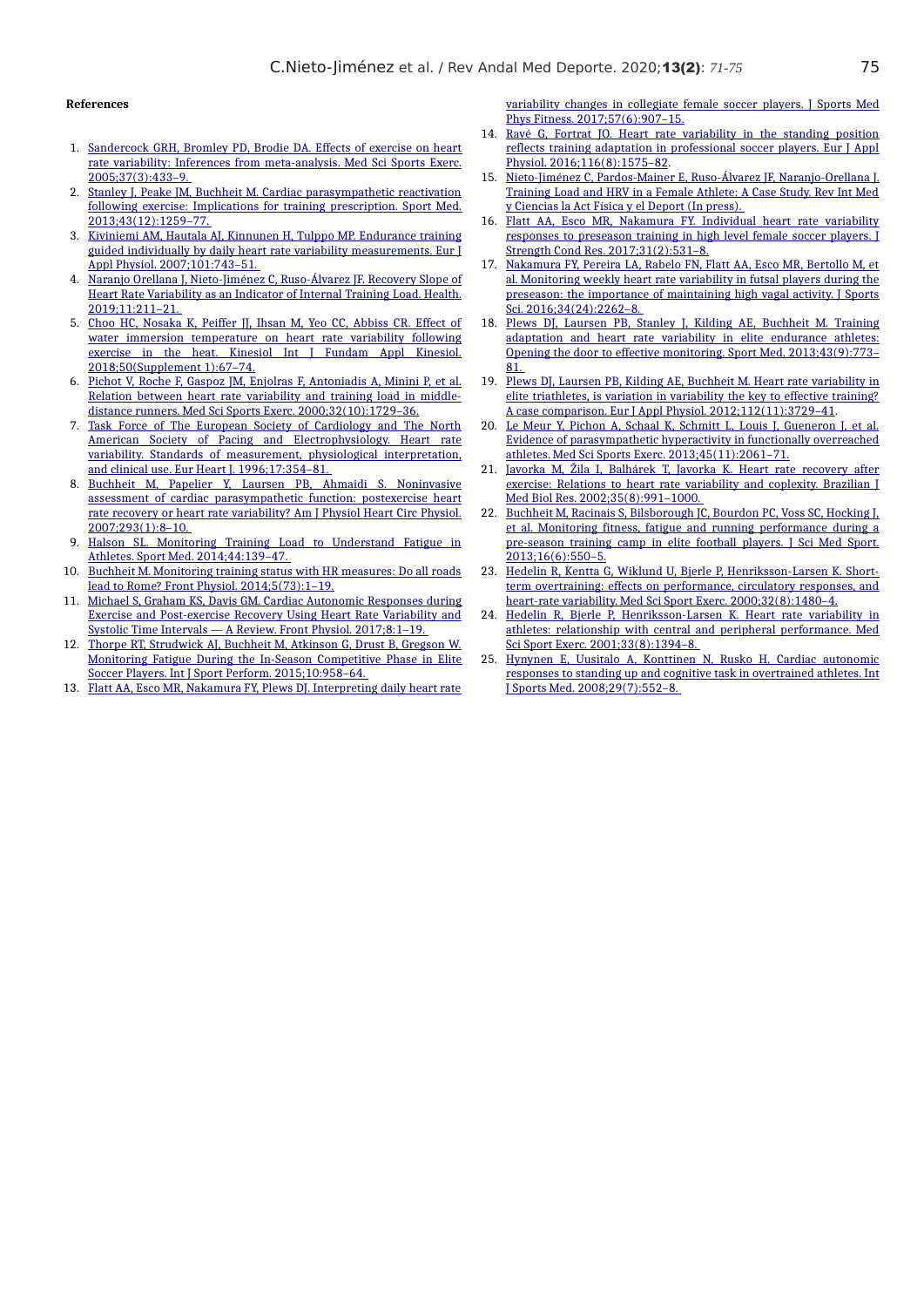**References**

1. Sandercock GRH, Bromley PD, Brodie DA. Effects of exercise on heart rate variability: Inferences from meta-analysis. Med Sci Sports Exerc. 2005;37(3):433–9.
2. Stanley J, Peake JM, Buchheit M. Cardiac parasympathetic reactivation following exercise: Implications for training prescription. Sport Med. 2013;43(12):1259–77.
3. Kiviniemi AM, Hautala AJ, Kinnunen H, Tulppo MP. Endurance training guided individually by daily heart rate variability measurements. Eur J Appl Physiol. 2007;101:743–51.
4. Naranjo Orellana J, Nieto-Jiménez C, Ruso-Álvarez JF. Recovery Slope of Heart Rate Variability as an Indicator of Internal Training Load. Health. 2019;11:211–21.
5. Choo HC, Nosaka K, Peiffer JJ, Ihsan M, Yeo CC, Abbiss CR. Effect of water immersion temperature on heart rate variability following exercise in the heat. Kinesiol Int J Fundam Appl Kinesiol. 2018;50(Supplement 1):67–74.
6. Pichot V, Roche F, Gaspoz JM, Enjolras F, Antoniadis A, Minini P, et al. Relation between heart rate variability and training load in middle-distance runners. Med Sci Sports Exerc. 2000;32(10):1729–36.
7. Task Force of The European Society of Cardiology and The North American Society of Pacing and Electrophysiology. Heart rate variability. Standards of measurement, physiological interpretation, and clinical use. Eur Heart J. 1996;17:354–81.
8. Buchheit M, Papelier Y, Laursen PB, Ahmaidi S. Noninvasive assessment of cardiac parasympathetic function: postexercise heart rate recovery or heart rate variability? Am J Physiol Heart Circ Physiol. 2007;293(1):8–10.
9. Halson SL. Monitoring Training Load to Understand Fatigue in Athletes. Sport Med. 2014;44:139–47.
10. Buchheit M. Monitoring training status with HR measures: Do all roads lead to Rome? Front Physiol. 2014;5(73):1–19.
11. Michael S, Graham KS, Davis GM. Cardiac Autonomic Responses during Exercise and Post-exercise Recovery Using Heart Rate Variability and Systolic Time Intervals — A Review. Front Physiol. 2017;8:1–19.
12. Thorpe RT, Strudwick AJ, Buchheit M, Atkinson G, Drust B, Gregson W. Monitoring Fatigue During the In-Season Competitive Phase in Elite Soccer Players. Int J Sport Perform. 2015;10:958–64.
13. Flatt AA, Esco MR, Nakamura FY, Plews DJ. Interpreting daily heart rate variability changes in collegiate female soccer players. J Sports Med Phys Fitness. 2017;57(6):907–15.
14. Ravé G, Fortrat JO. Heart rate variability in the standing position reflects training adaptation in professional soccer players. Eur J Appl Physiol. 2016;116(8):1575–82.
15. Nieto-Jiménez C, Pardos-Mainer E, Ruso-Álvarez JF, Naranjo-Orellana J. Training Load and HRV in a Female Athlete: A Case Study. Rev Int Med y Ciencias la Act Física y el Deport (In press).
16. Flatt AA, Esco MR, Nakamura FY. Individual heart rate variability responses to preseason training in high level female soccer players. J Strength Cond Res. 2017;31(2):531–8.
17. Nakamura FY, Pereira LA, Rabelo FN, Flatt AA, Esco MR, Bertollo M, et al. Monitoring weekly heart rate variability in futsal players during the preseason: the importance of maintaining high vagal activity. J Sports Sci. 2016;34(24):2262–8.
18. Plews DJ, Laursen PB, Stanley J, Kilding AE, Buchheit M. Training adaptation and heart rate variability in elite endurance athletes: Opening the door to effective monitoring. Sport Med. 2013;43(9):773–81.
19. Plews DJ, Laursen PB, Kilding AE, Buchheit M. Heart rate variability in elite triathletes, is variation in variability the key to effective training? A case comparison. Eur J Appl Physiol. 2012;112(11):3729–41.
20. Le Meur Y, Pichon A, Schaal K, Schmitt L, Louis J, Gueneron J, et al. Evidence of parasympathetic hyperactivity in functionally overreached athletes. Med Sci Sports Exerc. 2013;45(11):2061–71.
21. Javorka M, Žila I, Balhárek T, Javorka K. Heart rate recovery after exercise: Relations to heart rate variability and coplexity. Brazilian J Med Biol Res. 2002;35(8):991–1000.
22. Buchheit M, Racinais S, Bilsborough JC, Bourdon PC, Voss SC, Hocking J, et al. Monitoring fitness, fatigue and running performance during a pre-season training camp in elite football players. J Sci Med Sport. 2013;16(6):550–5.
23. Hedelin R, Kentta G, Wiklund U, Bjerle P, Henriksson-Larsen K. Short-term overtraining: effects on performance, circulatory responses, and heart-rate variability. Med Sci Sport Exerc. 2000;32(8):1480–4.
24. Hedelin R, Bjerle P, Henriksson-Larsen K. Heart rate variability in athletes: relationship with central and peripheral performance. Med Sci Sport Exerc. 2001;33(8):1394–8.
25. Hynynen E, Uusitalo A, Konttinen N, Rusko H. Cardiac autonomic responses to standing up and cognitive task in overtrained athletes. Int J Sports Med. 2008;29(7):552–8.